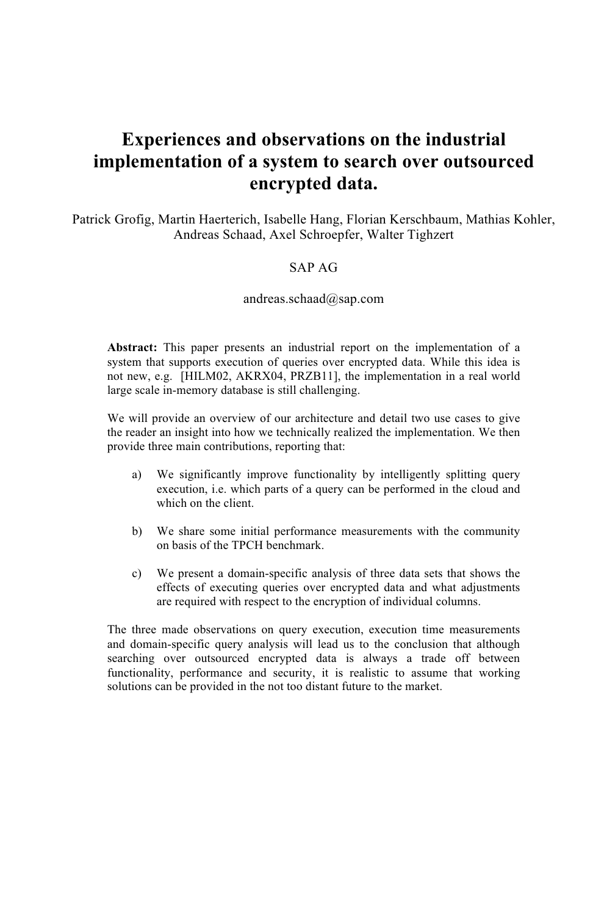# Experiences and observations on the industrial implementation of a system to search over outsourced encrypted data.

Patrick Grofig, Martin Haerterich, Isabelle Hang, Florian Kerschbaum, Mathias Kohler, Andreas Schaad, Axel Schroepfer, Walter Tighzert

SAP AG

andreas.schaad@sap.com

**Abstract:** This paper presents an industrial report on the implementation of a system that supports execution of queries over encrypted data. While this idea is not new, e.g. [HILM02, AKRX04, PRZB11], the implementation in a real world large scale in-memory database is still challenging.

We will provide an overview of our architecture and detail two use cases to give the reader an insight into how we technically realized the implementation. We then provide three main contributions, reporting that:

a) We significantly improve functionality by intelligently splitting query execution, i.e. which parts of a query can be performed in the cloud and which on the client.

b) We share some initial performance measurements with the community on basis of the TPCH benchmark.

c) We present a domain-specific analysis of three data sets that shows the effects of executing queries over encrypted data and what adjustments are required with respect to the encryption of individual columns.

The three made observations on query execution, execution time measurements and domain-specific query analysis will lead us to the conclusion that although searching over outsourced encrypted data is always a trade off between functionality, performance and security, it is realistic to assume that working solutions can be provided in the not too distant future to the market.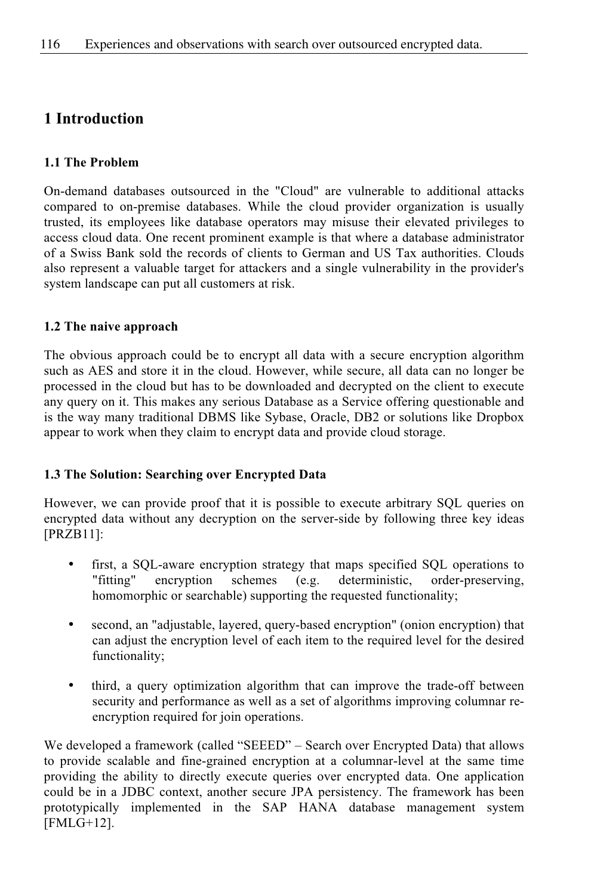# 1 Introduction

### 1.1 The Problem

On-demand databases outsourced in the "Cloud" are vulnerable to additional attacks compared to on-premise databases. While the cloud provider organization is usually trusted, its employees like database operators may misuse their elevated privileges to access cloud data. One recent prominent example is that where a database administrator of a Swiss Bank sold the records of clients to German and US Tax authorities. Clouds also represent a valuable target for attackers and a single vulnerability in the provider's system landscape can put all customers at risk.

### 1.2 The naive approach

The obvious approach could be to encrypt all data with a secure encryption algorithm such as AES and store it in the cloud. However, while secure, all data can no longer be processed in the cloud but has to be downloaded and decrypted on the client to execute any query on it. This makes any serious Database as a Service offering questionable and is the way many traditional DBMS like Sybase, Oracle, DB2 or solutions like Dropbox appear to work when they claim to encrypt data and provide cloud storage.

### 1.3 The Solution: Searching over Encrypted Data

However, we can provide proof that it is possible to execute arbitrary SQL queries on encrypted data without any decryption on the server-side by following three key ideas [PRZB11]:

- first, a SQL-aware encryption strategy that maps specified SQL operations to "fitting" encryption schemes (e.g. deterministic, order-preserving, homomorphic or searchable) supporting the requested functionality;
- second, an "adjustable, layered, query-based encryption" (onion encryption) that can adjust the encryption level of each item to the required level for the desired functionality;
- third, a query optimization algorithm that can improve the trade-off between security and performance as well as a set of algorithms improving columnar re-encryption required for join operations.

We developed a framework (called "SEEED" – Search over Encrypted Data) that allows to provide scalable and fine-grained encryption at a columnar-level at the same time providing the ability to directly execute queries over encrypted data. One application could be in a JDBC context, another secure JPA persistency. The framework has been prototypically implemented in the SAP HANA database management system [FMLG+12].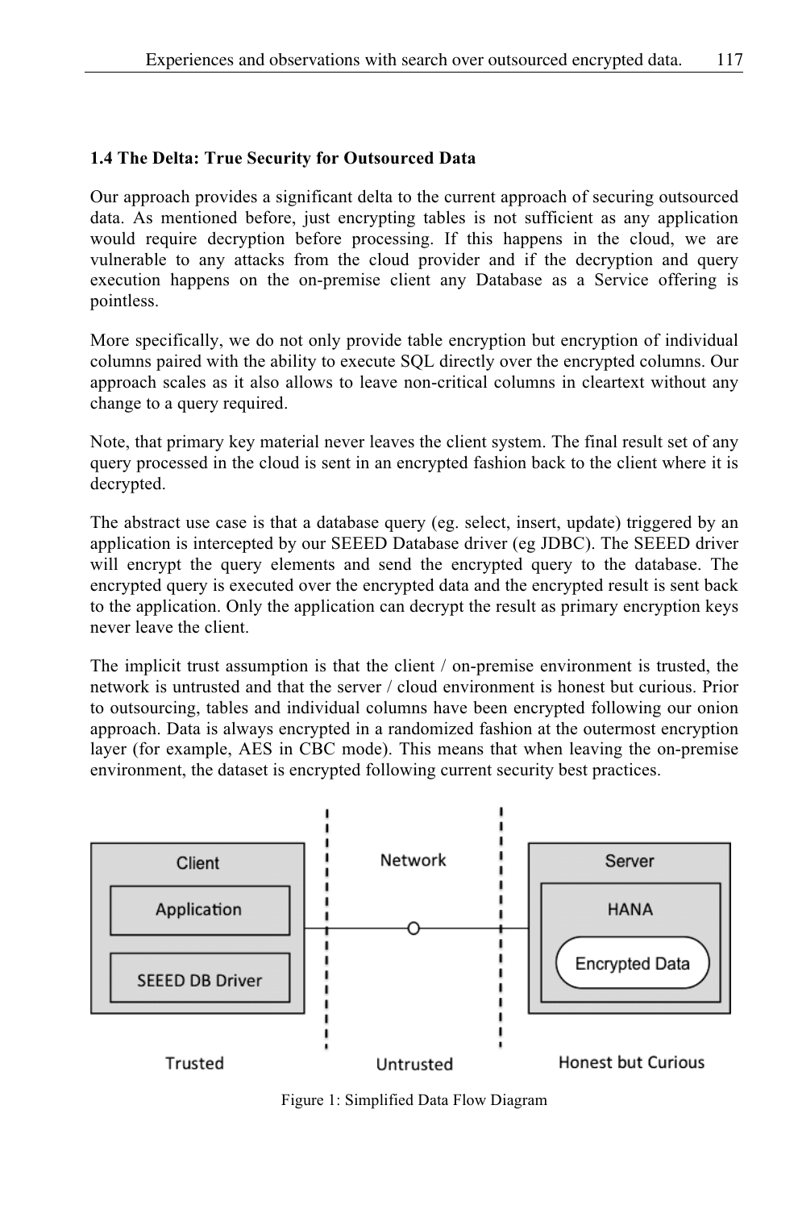### 1.4 The Delta: True Security for Outsourced Data

Our approach provides a significant delta to the current approach of securing outsourced data. As mentioned before, just encrypting tables is not sufficient as any application would require decryption before processing. If this happens in the cloud, we are vulnerable to any attacks from the cloud provider and if the decryption and query execution happens on the on-premise client any Database as a Service offering is pointless.

More specifically, we do not only provide table encryption but encryption of individual columns paired with the ability to execute SQL directly over the encrypted columns. Our approach scales as it also allows to leave non-critical columns in cleartext without any change to a query required.

Note, that primary key material never leaves the client system. The final result set of any query processed in the cloud is sent in an encrypted fashion back to the client where it is decrypted.

The abstract use case is that a database query (eg. select, insert, update) triggered by an application is intercepted by our SEEED Database driver (eg JDBC). The SEEED driver will encrypt the query elements and send the encrypted query to the database. The encrypted query is executed over the encrypted data and the encrypted result is sent back to the application. Only the application can decrypt the result as primary encryption keys never leave the client.

The implicit trust assumption is that the client / on-premise environment is trusted, the network is untrusted and that the server / cloud environment is honest but curious. Prior to outsourcing, tables and individual columns have been encrypted following our onion approach. Data is always encrypted in a randomized fashion at the outermost encryption layer (for example, AES in CBC mode). This means that when leaving the on-premise environment, the dataset is encrypted following current security best practices.

Client | Application | SEEED DB Driver — Network — Server | HANA | Encrypted Data

Trusted — Untrusted — Honest but Curious

Figure 1: Simplified Data Flow Diagram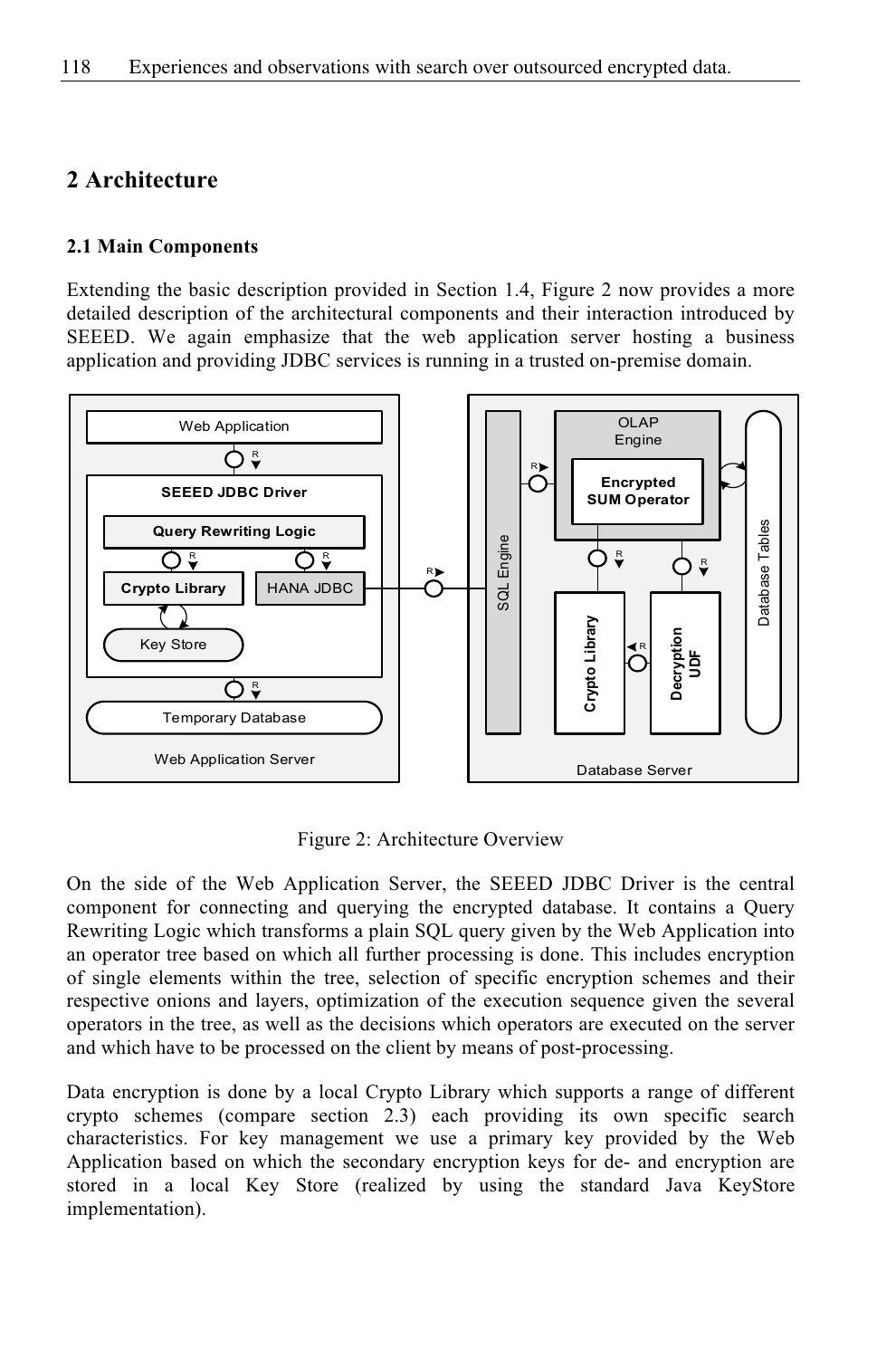## 2 Architecture

### 2.1 Main Components

Extending the basic description provided in Section 1.4, Figure 2 now provides a more detailed description of the architectural components and their interaction introduced by SEEED. We again emphasize that the web application server hosting a business application and providing JDBC services is running in a trusted on-premise domain.

Figure 2: Architecture Overview

On the side of the Web Application Server, the SEEED JDBC Driver is the central component for connecting and querying the encrypted database. It contains a Query Rewriting Logic which transforms a plain SQL query given by the Web Application into an operator tree based on which all further processing is done. This includes encryption of single elements within the tree, selection of specific encryption schemes and their respective onions and layers, optimization of the execution sequence given the several operators in the tree, as well as the decisions which operators are executed on the server and which have to be processed on the client by means of post-processing.

Data encryption is done by a local Crypto Library which supports a range of different crypto schemes (compare section 2.3) each providing its own specific search characteristics. For key management we use a primary key provided by the Web Application based on which the secondary encryption keys for de- and encryption are stored in a local Key Store (realized by using the standard Java KeyStore implementation).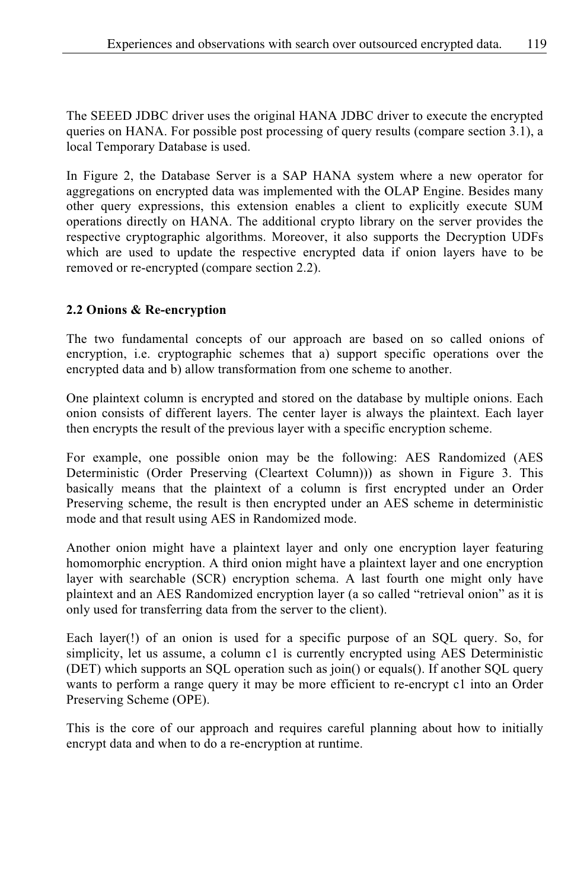The SEEED JDBC driver uses the original HANA JDBC driver to execute the encrypted queries on HANA. For possible post processing of query results (compare section 3.1), a local Temporary Database is used.

In Figure 2, the Database Server is a SAP HANA system where a new operator for aggregations on encrypted data was implemented with the OLAP Engine. Besides many other query expressions, this extension enables a client to explicitly execute SUM operations directly on HANA. The additional crypto library on the server provides the respective cryptographic algorithms. Moreover, it also supports the Decryption UDFs which are used to update the respective encrypted data if onion layers have to be removed or re-encrypted (compare section 2.2).

### 2.2 Onions & Re-encryption

The two fundamental concepts of our approach are based on so called onions of encryption, i.e. cryptographic schemes that a) support specific operations over the encrypted data and b) allow transformation from one scheme to another.

One plaintext column is encrypted and stored on the database by multiple onions. Each onion consists of different layers. The center layer is always the plaintext. Each layer then encrypts the result of the previous layer with a specific encryption scheme.

For example, one possible onion may be the following: AES Randomized (AES Deterministic (Order Preserving (Cleartext Column))) as shown in Figure 3. This basically means that the plaintext of a column is first encrypted under an Order Preserving scheme, the result is then encrypted under an AES scheme in deterministic mode and that result using AES in Randomized mode.

Another onion might have a plaintext layer and only one encryption layer featuring homomorphic encryption. A third onion might have a plaintext layer and one encryption layer with searchable (SCR) encryption schema. A last fourth one might only have plaintext and an AES Randomized encryption layer (a so called "retrieval onion" as it is only used for transferring data from the server to the client).

Each layer(!) of an onion is used for a specific purpose of an SQL query. So, for simplicity, let us assume, a column c1 is currently encrypted using AES Deterministic (DET) which supports an SQL operation such as join() or equals(). If another SQL query wants to perform a range query it may be more efficient to re-encrypt c1 into an Order Preserving Scheme (OPE).

This is the core of our approach and requires careful planning about how to initially encrypt data and when to do a re-encryption at runtime.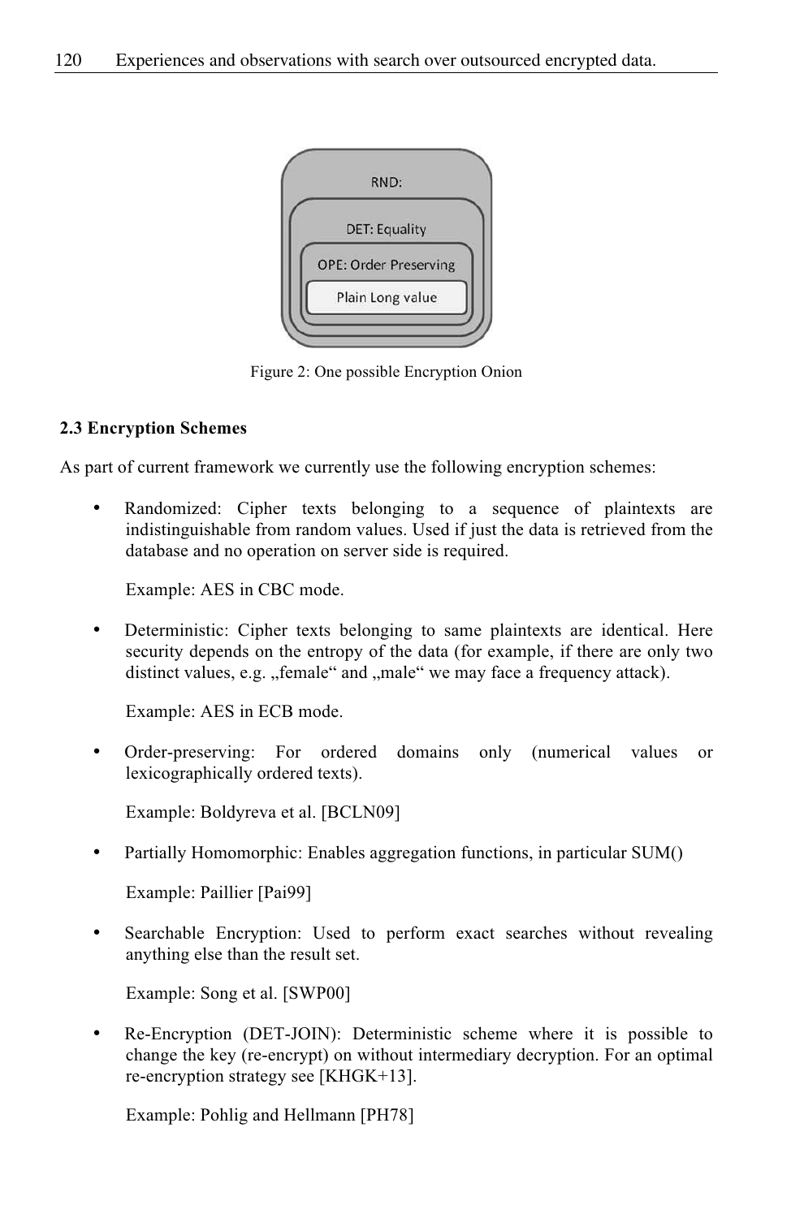RND:

DET: Equality

OPE: Order Preserving

Plain Long value

Figure 2: One possible Encryption Onion

### 2.3 Encryption Schemes

As part of current framework we currently use the following encryption schemes:

- Randomized: Cipher texts belonging to a sequence of plaintexts are indistinguishable from random values. Used if just the data is retrieved from the database and no operation on server side is required.

  Example: AES in CBC mode.

- Deterministic: Cipher texts belonging to same plaintexts are identical. Here security depends on the entropy of the data (for example, if there are only two distinct values, e.g. „female“ and „male“ we may face a frequency attack).

  Example: AES in ECB mode.

- Order-preserving: For ordered domains only (numerical values or lexicographically ordered texts).

  Example: Boldyreva et al. [BCLN09]

- Partially Homomorphic: Enables aggregation functions, in particular SUM()

  Example: Paillier [Pai99]

- Searchable Encryption: Used to perform exact searches without revealing anything else than the result set.

  Example: Song et al. [SWP00]

- Re-Encryption (DET-JOIN): Deterministic scheme where it is possible to change the key (re-encrypt) on without intermediary decryption. For an optimal re-encryption strategy see [KHGK+13].

  Example: Pohlig and Hellmann [PH78]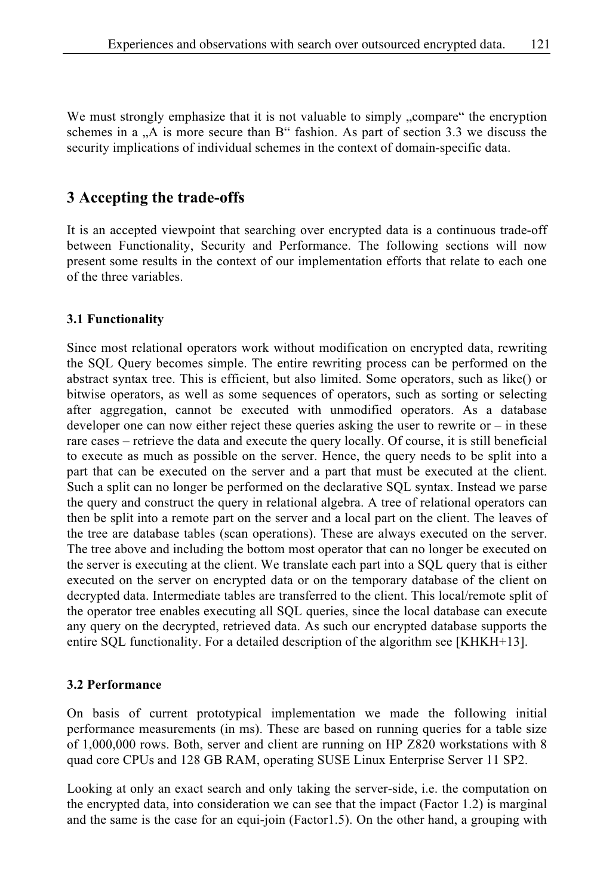We must strongly emphasize that it is not valuable to simply „compare“ the encryption schemes in a „A is more secure than B“ fashion. As part of section 3.3 we discuss the security implications of individual schemes in the context of domain-specific data.

## 3 Accepting the trade-offs

It is an accepted viewpoint that searching over encrypted data is a continuous trade-off between Functionality, Security and Performance. The following sections will now present some results in the context of our implementation efforts that relate to each one of the three variables.

### 3.1 Functionality

Since most relational operators work without modification on encrypted data, rewriting the SQL Query becomes simple. The entire rewriting process can be performed on the abstract syntax tree. This is efficient, but also limited. Some operators, such as like() or bitwise operators, as well as some sequences of operators, such as sorting or selecting after aggregation, cannot be executed with unmodified operators. As a database developer one can now either reject these queries asking the user to rewrite or – in these rare cases – retrieve the data and execute the query locally. Of course, it is still beneficial to execute as much as possible on the server. Hence, the query needs to be split into a part that can be executed on the server and a part that must be executed at the client. Such a split can no longer be performed on the declarative SQL syntax. Instead we parse the query and construct the query in relational algebra. A tree of relational operators can then be split into a remote part on the server and a local part on the client. The leaves of the tree are database tables (scan operations). These are always executed on the server. The tree above and including the bottom most operator that can no longer be executed on the server is executing at the client. We translate each part into a SQL query that is either executed on the server on encrypted data or on the temporary database of the client on decrypted data. Intermediate tables are transferred to the client. This local/remote split of the operator tree enables executing all SQL queries, since the local database can execute any query on the decrypted, retrieved data. As such our encrypted database supports the entire SQL functionality. For a detailed description of the algorithm see [KHKH+13].

### 3.2 Performance

On basis of current prototypical implementation we made the following initial performance measurements (in ms). These are based on running queries for a table size of 1,000,000 rows. Both, server and client are running on HP Z820 workstations with 8 quad core CPUs and 128 GB RAM, operating SUSE Linux Enterprise Server 11 SP2.

Looking at only an exact search and only taking the server-side, i.e. the computation on the encrypted data, into consideration we can see that the impact (Factor 1.2) is marginal and the same is the case for an equi-join (Factor1.5). On the other hand, a grouping with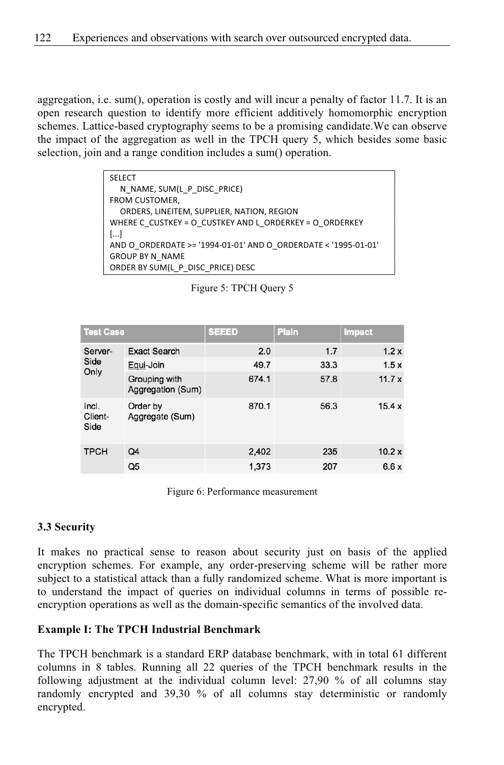aggregation, i.e. sum(), operation is costly and will incur a penalty of factor 11.7. It is an open research question to identify more efficient additively homomorphic encryption schemes. Lattice-based cryptography seems to be a promising candidate.We can observe the impact of the aggregation as well in the TPCH query 5, which besides some basic selection, join and a range condition includes a sum() operation.

```
SELECT
   N_NAME, SUM(L_P_DISC_PRICE)
FROM CUSTOMER,
   ORDERS, LINEITEM, SUPPLIER, NATION, REGION
WHERE C_CUSTKEY = O_CUSTKEY AND L_ORDERKEY = O_ORDERKEY
[...]
AND O_ORDERDATE >= '1994-01-01' AND O_ORDERDATE < '1995-01-01'
GROUP BY N_NAME
ORDER BY SUM(L_P_DISC_PRICE) DESC
```

Figure 5: TPCH Query 5

| Test Case | | SEEED | Plain | Impact |
|---|---|---|---|---|
| Server-Side Only | Exact Search | 2.0 | 1.7 | 1.2 x |
| | Equi-Join | 49.7 | 33.3 | 1.5 x |
| | Grouping with Aggregation (Sum) | 674.1 | 57.8 | 11.7 x |
| Incl. Client-Side | Order by Aggregate (Sum) | 870.1 | 56.3 | 15.4 x |
| TPCH | Q4 | 2,402 | 235 | 10.2 x |
| | Q5 | 1,373 | 207 | 6.6 x |

Figure 6: Performance measurement

### 3.3 Security

It makes no practical sense to reason about security just on basis of the applied encryption schemes. For example, any order-preserving scheme will be rather more subject to a statistical attack than a fully randomized scheme. What is more important is to understand the impact of queries on individual columns in terms of possible re-encryption operations as well as the domain-specific semantics of the involved data.

**Example I: The TPCH Industrial Benchmark**

The TPCH benchmark is a standard ERP database benchmark, with in total 61 different columns in 8 tables. Running all 22 queries of the TPCH benchmark results in the following adjustment at the individual column level: 27,90 % of all columns stay randomly encrypted and 39,30 % of all columns stay deterministic or randomly encrypted.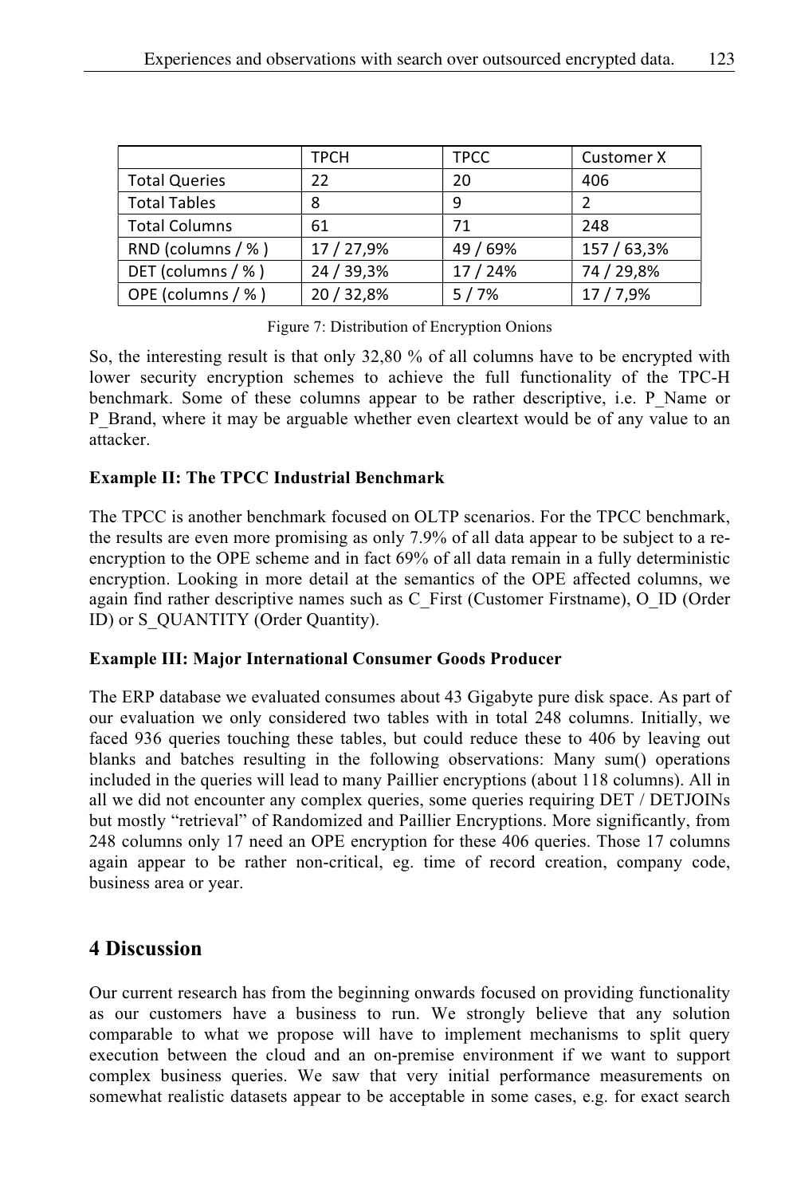| | TPCH | TPCC | Customer X |
|---|---|---|---|
| Total Queries | 22 | 20 | 406 |
| Total Tables | 8 | 9 | 2 |
| Total Columns | 61 | 71 | 248 |
| RND (columns / % ) | 17 / 27,9% | 49 / 69% | 157 / 63,3% |
| DET (columns / % ) | 24 / 39,3% | 17 / 24% | 74 / 29,8% |
| OPE (columns / % ) | 20 / 32,8% | 5 / 7% | 17 / 7,9% |

Figure 7: Distribution of Encryption Onions

So, the interesting result is that only 32,80 % of all columns have to be encrypted with lower security encryption schemes to achieve the full functionality of the TPC-H benchmark. Some of these columns appear to be rather descriptive, i.e. P_Name or P_Brand, where it may be arguable whether even cleartext would be of any value to an attacker.

**Example II: The TPCC Industrial Benchmark**

The TPCC is another benchmark focused on OLTP scenarios. For the TPCC benchmark, the results are even more promising as only 7.9% of all data appear to be subject to a re-encryption to the OPE scheme and in fact 69% of all data remain in a fully deterministic encryption. Looking in more detail at the semantics of the OPE affected columns, we again find rather descriptive names such as C_First (Customer Firstname), O_ID (Order ID) or S_QUANTITY (Order Quantity).

**Example III: Major International Consumer Goods Producer**

The ERP database we evaluated consumes about 43 Gigabyte pure disk space. As part of our evaluation we only considered two tables with in total 248 columns. Initially, we faced 936 queries touching these tables, but could reduce these to 406 by leaving out blanks and batches resulting in the following observations: Many sum() operations included in the queries will lead to many Paillier encryptions (about 118 columns). All in all we did not encounter any complex queries, some queries requiring DET / DETJOINs but mostly "retrieval" of Randomized and Paillier Encryptions. More significantly, from 248 columns only 17 need an OPE encryption for these 406 queries. Those 17 columns again appear to be rather non-critical, eg. time of record creation, company code, business area or year.

## 4 Discussion

Our current research has from the beginning onwards focused on providing functionality as our customers have a business to run. We strongly believe that any solution comparable to what we propose will have to implement mechanisms to split query execution between the cloud and an on-premise environment if we want to support complex business queries. We saw that very initial performance measurements on somewhat realistic datasets appear to be acceptable in some cases, e.g. for exact search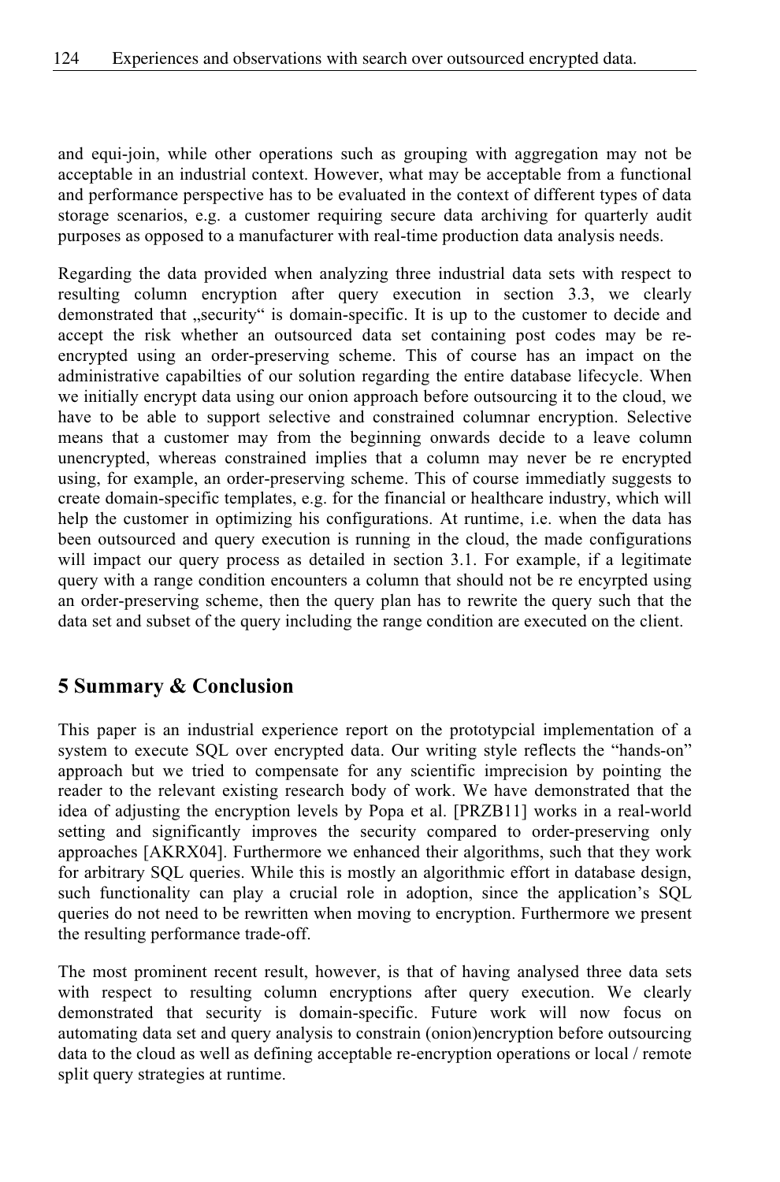and equi-join, while other operations such as grouping with aggregation may not be acceptable in an industrial context. However, what may be acceptable from a functional and performance perspective has to be evaluated in the context of different types of data storage scenarios, e.g. a customer requiring secure data archiving for quarterly audit purposes as opposed to a manufacturer with real-time production data analysis needs.

Regarding the data provided when analyzing three industrial data sets with respect to resulting column encryption after query execution in section 3.3, we clearly demonstrated that „security" is domain-specific. It is up to the customer to decide and accept the risk whether an outsourced data set containing post codes may be re-encrypted using an order-preserving scheme. This of course has an impact on the administrative capabilties of our solution regarding the entire database lifecycle. When we initially encrypt data using our onion approach before outsourcing it to the cloud, we have to be able to support selective and constrained columnar encryption. Selective means that a customer may from the beginning onwards decide to a leave column unencrypted, whereas constrained implies that a column may never be re encrypted using, for example, an order-preserving scheme. This of course immediatly suggests to create domain-specific templates, e.g. for the financial or healthcare industry, which will help the customer in optimizing his configurations. At runtime, i.e. when the data has been outsourced and query execution is running in the cloud, the made configurations will impact our query process as detailed in section 3.1. For example, if a legitimate query with a range condition encounters a column that should not be re encyrpted using an order-preserving scheme, then the query plan has to rewrite the query such that the data set and subset of the query including the range condition are executed on the client.

## 5 Summary & Conclusion

This paper is an industrial experience report on the prototypcial implementation of a system to execute SQL over encrypted data. Our writing style reflects the "hands-on" approach but we tried to compensate for any scientific imprecision by pointing the reader to the relevant existing research body of work. We have demonstrated that the idea of adjusting the encryption levels by Popa et al. [PRZB11] works in a real-world setting and significantly improves the security compared to order-preserving only approaches [AKRX04]. Furthermore we enhanced their algorithms, such that they work for arbitrary SQL queries. While this is mostly an algorithmic effort in database design, such functionality can play a crucial role in adoption, since the application's SQL queries do not need to be rewritten when moving to encryption. Furthermore we present the resulting performance trade-off.

The most prominent recent result, however, is that of having analysed three data sets with respect to resulting column encryptions after query execution. We clearly demonstrated that security is domain-specific. Future work will now focus on automating data set and query analysis to constrain (onion)encryption before outsourcing data to the cloud as well as defining acceptable re-encryption operations or local / remote split query strategies at runtime.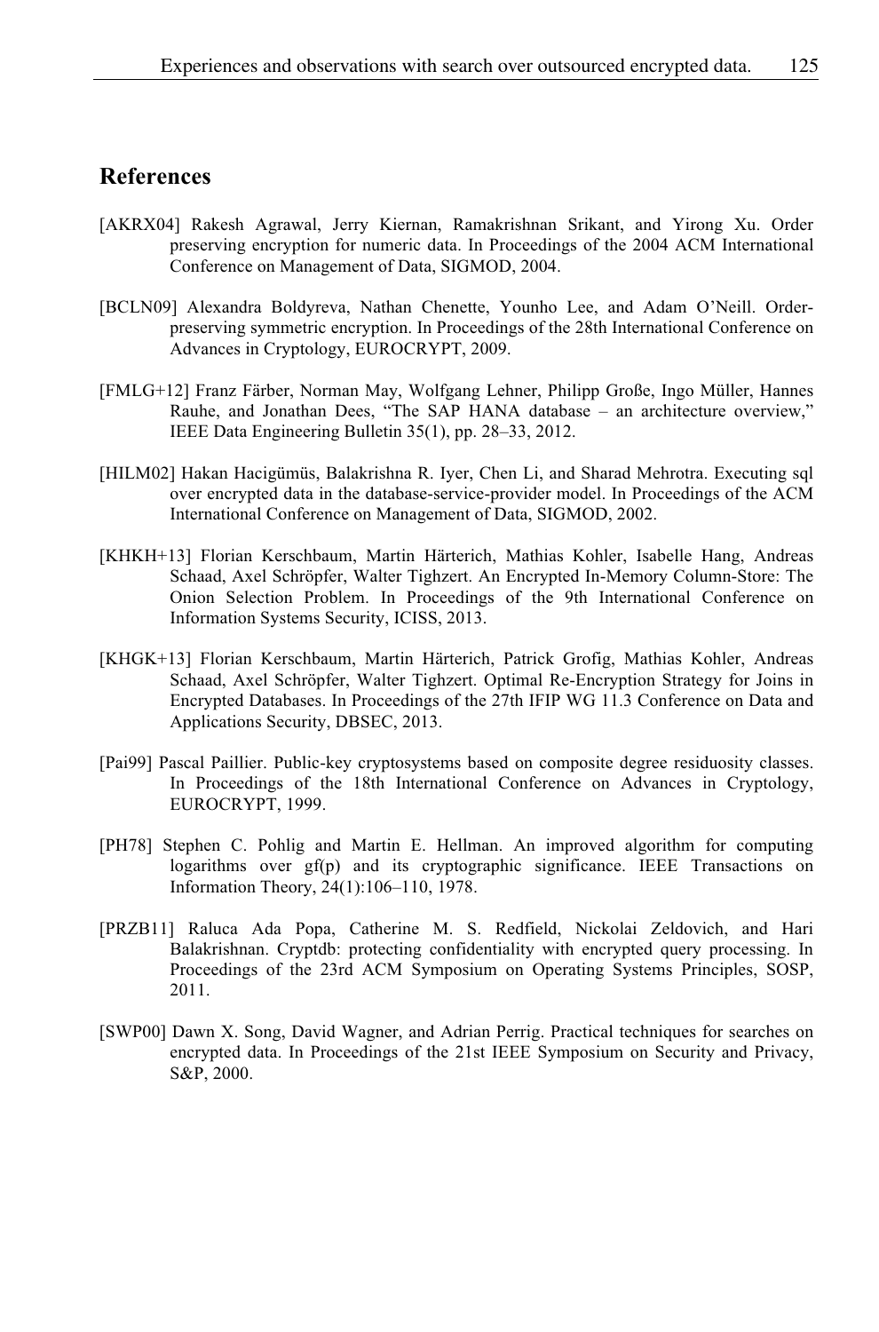## References

[AKRX04] Rakesh Agrawal, Jerry Kiernan, Ramakrishnan Srikant, and Yirong Xu. Order preserving encryption for numeric data. In Proceedings of the 2004 ACM International Conference on Management of Data, SIGMOD, 2004.

[BCLN09] Alexandra Boldyreva, Nathan Chenette, Younho Lee, and Adam O'Neill. Order-preserving symmetric encryption. In Proceedings of the 28th International Conference on Advances in Cryptology, EUROCRYPT, 2009.

[FMLG+12] Franz Färber, Norman May, Wolfgang Lehner, Philipp Große, Ingo Müller, Hannes Rauhe, and Jonathan Dees, "The SAP HANA database – an architecture overview," IEEE Data Engineering Bulletin 35(1), pp. 28–33, 2012.

[HILM02] Hakan Hacigümüs, Balakrishna R. Iyer, Chen Li, and Sharad Mehrotra. Executing sql over encrypted data in the database-service-provider model. In Proceedings of the ACM International Conference on Management of Data, SIGMOD, 2002.

[KHKH+13] Florian Kerschbaum, Martin Härterich, Mathias Kohler, Isabelle Hang, Andreas Schaad, Axel Schröpfer, Walter Tighzert. An Encrypted In-Memory Column-Store: The Onion Selection Problem. In Proceedings of the 9th International Conference on Information Systems Security, ICISS, 2013.

[KHGK+13] Florian Kerschbaum, Martin Härterich, Patrick Grofig, Mathias Kohler, Andreas Schaad, Axel Schröpfer, Walter Tighzert. Optimal Re-Encryption Strategy for Joins in Encrypted Databases. In Proceedings of the 27th IFIP WG 11.3 Conference on Data and Applications Security, DBSEC, 2013.

[Pai99] Pascal Paillier. Public-key cryptosystems based on composite degree residuosity classes. In Proceedings of the 18th International Conference on Advances in Cryptology, EUROCRYPT, 1999.

[PH78] Stephen C. Pohlig and Martin E. Hellman. An improved algorithm for computing logarithms over gf(p) and its cryptographic significance. IEEE Transactions on Information Theory, 24(1):106–110, 1978.

[PRZB11] Raluca Ada Popa, Catherine M. S. Redfield, Nickolai Zeldovich, and Hari Balakrishnan. Cryptdb: protecting confidentiality with encrypted query processing. In Proceedings of the 23rd ACM Symposium on Operating Systems Principles, SOSP, 2011.

[SWP00] Dawn X. Song, David Wagner, and Adrian Perrig. Practical techniques for searches on encrypted data. In Proceedings of the 21st IEEE Symposium on Security and Privacy, S&P, 2000.